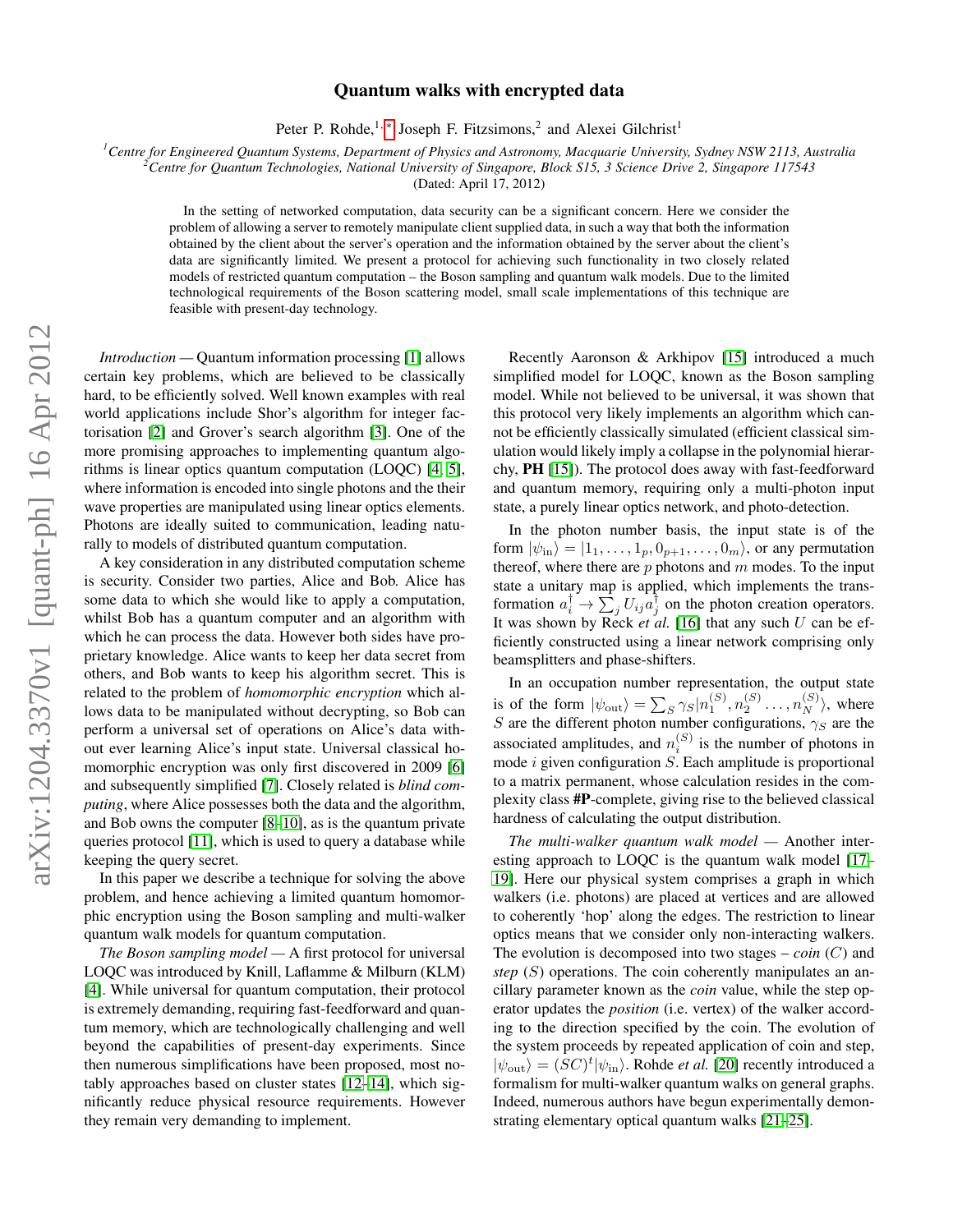# Quantum walks with encrypted data

Peter P. Rohde,[1,*] Joseph F. Fitzsimons,[2] and Alexei Gilchrist[1]

[1] *Centre for Engineered Quantum Systems, Department of Physics and Astronomy, Macquarie University, Sydney NSW 2113, Australia*
[2] *Centre for Quantum Technologies, National University of Singapore, Block S15, 3 Science Drive 2, Singapore 117543*

(Dated: April 17, 2012)

In the setting of networked computation, data security can be a significant concern. Here we consider the problem of allowing a server to remotely manipulate client supplied data, in such a way that both the information obtained by the client about the server's operation and the information obtained by the server about the client's data are significantly limited. We present a protocol for achieving such functionality in two closely related models of restricted quantum computation – the Boson sampling and quantum walk models. Due to the limited technological requirements of the Boson scattering model, small scale implementations of this technique are feasible with present-day technology.

*Introduction* — Quantum information processing [1] allows certain key problems, which are believed to be classically hard, to be efficiently solved. Well known examples with real world applications include Shor's algorithm for integer factorisation [2] and Grover's search algorithm [3]. One of the more promising approaches to implementing quantum algorithms is linear optics quantum computation (LOQC) [4, 5], where information is encoded into single photons and the their wave properties are manipulated using linear optics elements. Photons are ideally suited to communication, leading naturally to models of distributed quantum computation.

A key consideration in any distributed computation scheme is security. Consider two parties, Alice and Bob. Alice has some data to which she would like to apply a computation, whilst Bob has a quantum computer and an algorithm with which he can process the data. However both sides have proprietary knowledge. Alice wants to keep her data secret from others, and Bob wants to keep his algorithm secret. This is related to the problem of *homomorphic encryption* which allows data to be manipulated without decrypting, so Bob can perform a universal set of operations on Alice's data without ever learning Alice's input state. Universal classical homomorphic encryption was only first discovered in 2009 [6] and subsequently simplified [7]. Closely related is *blind computing*, where Alice possesses both the data and the algorithm, and Bob owns the computer [8–10], as is the quantum private queries protocol [11], which is used to query a database while keeping the query secret.

In this paper we describe a technique for solving the above problem, and hence achieving a limited quantum homomorphic encryption using the Boson sampling and multi-walker quantum walk models for quantum computation.

*The Boson sampling model* — A first protocol for universal LOQC was introduced by Knill, Laflamme & Milburn (KLM) [4]. While universal for quantum computation, their protocol is extremely demanding, requiring fast-feedforward and quantum memory, which are technologically challenging and well beyond the capabilities of present-day experiments. Since then numerous simplifications have been proposed, most notably approaches based on cluster states [12–14], which significantly reduce physical resource requirements. However they remain very demanding to implement.

Recently Aaronson & Arkhipov [15] introduced a much simplified model for LOQC, known as the Boson sampling model. While not believed to be universal, it was shown that this protocol very likely implements an algorithm which cannot be efficiently classically simulated (efficient classical simulation would likely imply a collapse in the polynomial hierarchy, **PH** [15]). The protocol does away with fast-feedforward and quantum memory, requiring only a multi-photon input state, a purely linear optics network, and photo-detection.

In the photon number basis, the input state is of the form $|\psi_{\mathrm{in}}\rangle = |1_1, \dots, 1_p, 0_{p+1}, \dots, 0_m\rangle$, or any permutation thereof, where there are $p$ photons and $m$ modes. To the input state a unitary map is applied, which implements the transformation $a_i^\dagger \to \sum_j U_{ij} a_j^\dagger$ on the photon creation operators. It was shown by Reck *et al.* [16] that any such $U$ can be efficiently constructed using a linear network comprising only beamsplitters and phase-shifters.

In an occupation number representation, the output state is of the form $|\psi_{\mathrm{out}}\rangle = \sum_S \gamma_S |n_1^{(S)}, n_2^{(S)} \dots, n_N^{(S)}\rangle$, where $S$ are the different photon number configurations, $\gamma_S$ are the associated amplitudes, and $n_i^{(S)}$ is the number of photons in mode $i$ given configuration $S$. Each amplitude is proportional to a matrix permanent, whose calculation resides in the complexity class **#P**-complete, giving rise to the believed classical hardness of calculating the output distribution.

*The multi-walker quantum walk model* — Another interesting approach to LOQC is the quantum walk model [17–19]. Here our physical system comprises a graph in which walkers (i.e. photons) are placed at vertices and are allowed to coherently 'hop' along the edges. The restriction to linear optics means that we consider only non-interacting walkers. The evolution is decomposed into two stages – *coin* ($C$) and *step* ($S$) operations. The coin coherently manipulates an ancillary parameter known as the *coin*, while the step operator updates the *position* (i.e. vertex) of the walker according to the direction specified by the coin. The evolution of the system proceeds by repeated application of coin and step, $|\psi_{\mathrm{out}}\rangle = (SC)^t |\psi_{\mathrm{in}}\rangle$. Rohde *et al.* [20] recently introduced a formalism for multi-walker quantum walks on general graphs. Indeed, numerous authors have begun experimentally demonstrating elementary optical quantum walks [21–25].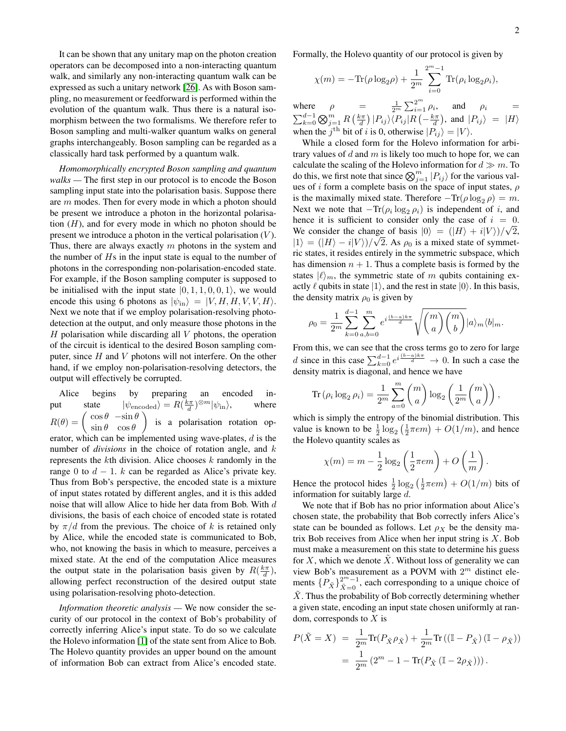It can be shown that any unitary map on the photon creation operators can be decomposed into a non-interacting quantum walk, and similarly any non-interacting quantum walk can be expressed as such a unitary network [26]. As with Boson sampling, no measurement or feedforward is performed within the evolution of the quantum walk. Thus there is a natural isomorphism between the two formalisms. We therefore refer to Boson sampling and multi-walker quantum walks on general graphs interchangeably. Boson sampling can be regarded as a classically hard task performed by a quantum walk.

*Homomorphically encrypted Boson sampling and quantum walks* — The first step in our protocol is to encode the Boson sampling input state into the polarisation basis. Suppose there are $m$ modes. Then for every mode in which a photon should be present we introduce a photon in the horizontal polarisation ($H$), and for every mode in which no photon should be present we introduce a photon in the vertical polarisation ($V$). Thus, there are always exactly $m$ photons in the system and the number of $H$s in the input state is equal to the number of photons in the corresponding non-polarisation-encoded state. For example, if the Boson sampling computer is supposed to be initialised with the input state $|0,1,1,0,0,1\rangle$, we would encode this using 6 photons as $|\psi_{\text{in}}\rangle = |V,H,H,V,V,H\rangle$. Next we note that if we employ polarisation-resolving photo-detection at the output, and only measure those photons in the $H$ polarisation while discarding all $V$ photons, the operation of the circuit is identical to the desired Boson sampling computer, since $H$ and $V$ photons will not interfere. On the other hand, if we employ non-polarisation-resolving detectors, the output will effectively be corrupted.

Alice begins by preparing an encoded input state $|\psi_{\text{encoded}}\rangle = R(\frac{k\pi}{d})^{\otimes m}|\psi_{\text{in}}\rangle$, where $R(\theta) = \begin{pmatrix} \cos\theta & -\sin\theta \\ \sin\theta & \cos\theta \end{pmatrix}$ is a polarisation rotation operator, which can be implemented using wave-plates, $d$ is the number of *divisions* in the choice of rotation angle, and $k$ represents the $k$th division. Alice chooses $k$ randomly in the range 0 to $d-1$. $k$ can be regarded as Alice's private key. Thus from Bob's perspective, the encoded state is a mixture of input states rotated by different angles, and it is this added noise that will allow Alice to hide her data from Bob. With $d$ divisions, the basis of each choice of encoded state is rotated by $\pi/d$ from the previous. The choice of $k$ is retained only by Alice, while the encoded state is communicated to Bob, who, not knowing the basis in which to measure, perceives a mixed state. At the end of the computation Alice measures the output state in the polarisation basis given by $R(\frac{k\pi}{d})$, allowing perfect reconstruction of the desired output state using polarisation-resolving photo-detection.

*Information theoretic analysis* — We now consider the security of our protocol in the context of Bob's probability of correctly inferring Alice's input state. To do so we calculate the Holevo information [1] of the state sent from Alice to Bob. The Holevo quantity provides an upper bound on the amount of information Bob can extract from Alice's encoded state. Formally, the Holevo quantity of our protocol is given by

$$\chi(m) = -\text{Tr}(\rho\log_2\rho) + \frac{1}{2^m}\sum_{i=0}^{2^m-1}\text{Tr}(\rho_i\log_2\rho_i),$$

where $\rho = \frac{1}{2^m}\sum_{i=1}^{2^m}\rho_i$, and $\rho_i = \sum_{k=0}^{d-1}\bigotimes_{j=1}^{m} R\left(\frac{k\pi}{d}\right)|P_{ij}\rangle\langle P_{ij}|R\left(-\frac{k\pi}{d}\right)$, and $|P_{ij}\rangle = |H\rangle$ when the $j^{\text{th}}$ bit of $i$ is 0, otherwise $|P_{ij}\rangle = |V\rangle$.

While a closed form for the Holevo information for arbitrary values of $d$ and $m$ is likely too much to hope for, we can calculate the scaling of the Holevo information for $d \gg m$. To do this, we first note that since $\bigotimes_{j=1}^{m}|P_{ij}\rangle$ for the various values of $i$ form a complete basis on the space of input states, $\rho$ is the maximally mixed state. Therefore $-\text{Tr}(\rho\log_2\rho) = m$. Next we note that $-\text{Tr}(\rho_i\log_2\rho_i)$ is independent of $i$, and hence it is sufficient to consider only the case of $i = 0$. We consider the change of basis $|0\rangle = (|H\rangle + i|V\rangle)/\sqrt{2}$, $|1\rangle = (|H\rangle - i|V\rangle)/\sqrt{2}$. As $\rho_0$ is a mixed state of symmetric states, it resides entirely in the symmetric subspace, which has dimension $n+1$. Thus a complete basis is formed by the states $|\ell\rangle_m$, the symmetric state of $m$ qubits containing exactly $\ell$ qubits in state $|1\rangle$, and the rest in state $|0\rangle$. In this basis, the density matrix $\rho_0$ is given by

$$\rho_0 = \frac{1}{2^m}\sum_{k=0}^{d-1}\sum_{a,b=0}^{m} e^{i\frac{(b-a)k\pi}{d}}\sqrt{\binom{m}{a}\binom{m}{b}}|a\rangle_m\langle b|_m.$$

From this, we can see that the cross terms go to zero for large $d$ since in this case $\sum_{k=0}^{d-1} e^{i\frac{(b-a)k\pi}{d}} \to 0$. In such a case the density matrix is diagonal, and hence we have

$$\text{Tr}\left(\rho_i\log_2\rho_i\right) = \frac{1}{2^m}\sum_{a=0}^{m}\binom{m}{a}\log_2\left(\frac{1}{2^m}\binom{m}{a}\right),$$

which is simply the entropy of the binomial distribution. This value is known to be $\frac{1}{2}\log_2\left(\frac{1}{2}\pi em\right) + O(1/m)$, and hence the Holevo quantity scales as

$$\chi(m) = m - \frac{1}{2}\log_2\left(\frac{1}{2}\pi em\right) + O\left(\frac{1}{m}\right).$$

Hence the protocol hides $\frac{1}{2}\log_2\left(\frac{1}{2}\pi em\right) + O(1/m)$ bits of information for suitably large $d$.

We note that if Bob has no prior information about Alice's chosen state, the probability that Bob correctly infers Alice's state can be bounded as follows. Let $\rho_X$ be the density matrix Bob receives from Alice when her input string is $X$. Bob must make a measurement on this state to determine his guess for $X$, which we denote $\tilde{X}$. Without loss of generality we can view Bob's measurement as a POVM with $2^m$ distinct elements $\{P_{\tilde{X}}\}_{\tilde{X}=0}^{2^m-1}$, each corresponding to a unique choice of $\tilde{X}$. Thus the probability of Bob correctly determining whether a given state, encoding an input state chosen uniformly at random, corresponds to $X$ is

$$\begin{aligned} P(\tilde{X} = X) &= \frac{1}{2^m}\text{Tr}(P_{\tilde{X}}\rho_{\tilde{X}}) + \frac{1}{2^m}\text{Tr}\left((\mathbb{I} - P_{\tilde{X}})(\mathbb{I} - \rho_{\tilde{X}})\right) \\ &= \frac{1}{2^m}\left(2^m - 1 - \text{Tr}(P_{\tilde{X}}(\mathbb{I} - 2\rho_{\tilde{X}}))\right). \end{aligned}$$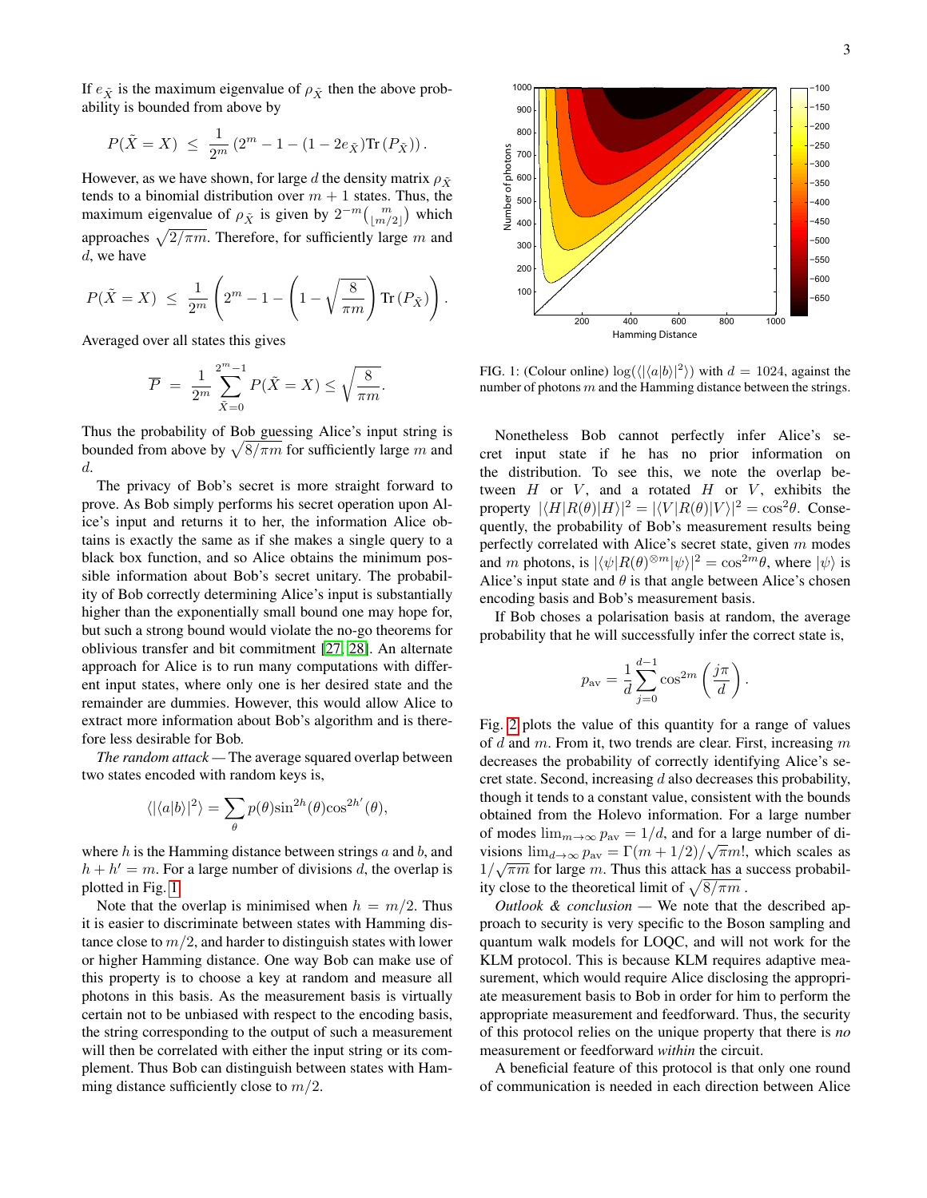If $e_{\tilde{X}}$ is the maximum eigenvalue of $\rho_{\tilde{X}}$ then the above probability is bounded from above by

$$P(\tilde{X}=X) \;\leq\; \frac{1}{2^m}\left(2^m - 1 - (1-2e_{\tilde{X}})\mathrm{Tr}\left(P_{\tilde{X}}\right)\right).$$

However, as we have shown, for large $d$ the density matrix $\rho_{\tilde{X}}$ tends to a binomial distribution over $m+1$ states. Thus, the maximum eigenvalue of $\rho_{\tilde{X}}$ is given by $2^{-m}\binom{m}{\lfloor m/2 \rfloor}$ which approaches $\sqrt{2/\pi m}$. Therefore, for sufficiently large $m$ and $d$, we have

$$P(\tilde{X}=X) \;\leq\; \frac{1}{2^m}\left(2^m - 1 - \left(1-\sqrt{\frac{8}{\pi m}}\right)\mathrm{Tr}\left(P_{\tilde{X}}\right)\right).$$

Averaged over all states this gives

$$\overline{P} \;=\; \frac{1}{2^m}\sum_{\tilde{X}=0}^{2^m-1} P(\tilde{X}=X) \leq \sqrt{\frac{8}{\pi m}}.$$

Thus the probability of Bob guessing Alice's input string is bounded from above by $\sqrt{8/\pi m}$ for sufficiently large $m$ and $d$.

The privacy of Bob's secret is more straight forward to prove. As Bob simply performs his secret operation upon Alice's input and returns it to her, the information Alice obtains is exactly the same as if she makes a single query to a black box function, and so Alice obtains the minimum possible information about Bob's secret unitary. The probability of Bob correctly determining Alice's input is substantially higher than the exponentially small bound one may hope for, but such a strong bound would violate the no-go theorems for oblivious transfer and bit commitment [27, 28]. An alternate approach for Alice is to run many computations with different input states, where only one is her desired state and the remainder are dummies. However, this would allow Alice to extract more information about Bob's algorithm and is therefore less desirable for Bob.

*The random attack* — The average squared overlap between two states encoded with random keys is,

$$\langle|\langle a|b\rangle|^2\rangle = \sum_\theta p(\theta)\sin^{2h}(\theta)\cos^{2h'}(\theta),$$

where $h$ is the Hamming distance between strings $a$ and $b$, and $h+h'=m$. For a large number of divisions $d$, the overlap is plotted in Fig. 1.

Note that the overlap is minimised when $h=m/2$. Thus it is easier to discriminate between states with Hamming distance close to $m/2$, and harder to distinguish states with lower or higher Hamming distance. One way Bob can make use of this property is to choose a key at random and measure all photons in this basis. As the measurement basis is virtually certain not to be unbiased with respect to the encoding basis, the string corresponding to the output of such a measurement will then be correlated with either the input string or its complement. Thus Bob can distinguish between states with Hamming distance sufficiently close to $m/2$.

FIG. 1: (Colour online) $\log(\langle|\langle a|b\rangle|^2\rangle)$ with $d=1024$, against the number of photons $m$ and the Hamming distance between the strings.

Nonetheless Bob cannot perfectly infer Alice's secret input state if he has no prior information on the distribution. To see this, we note the overlap between $H$ or $V$, and a rotated $H$ or $V$, exhibits the property $|\langle H|R(\theta)|H\rangle|^2 = |\langle V|R(\theta)|V\rangle|^2 = \cos^2\theta$. Consequently, the probability of Bob's measurement results being perfectly correlated with Alice's secret state, given $m$ modes and $m$ photons, is $|\langle\psi|R(\theta)^{\otimes m}|\psi\rangle|^2 = \cos^{2m}\theta$, where $|\psi\rangle$ is Alice's input state and $\theta$ is that angle between Alice's chosen encoding basis and Bob's measurement basis.

If Bob choses a polarisation basis at random, the average probability that he will successfully infer the correct state is,

$$p_{\mathrm{av}} = \frac{1}{d}\sum_{j=0}^{d-1}\cos^{2m}\left(\frac{j\pi}{d}\right).$$

Fig. 2 plots the value of this quantity for a range of values of $d$ and $m$. From it, two trends are clear. First, increasing $m$ decreases the probability of correctly identifying Alice's secret state. Second, increasing $d$ also decreases this probability, though it tends to a constant value, consistent with the bounds obtained from the Holevo information. For a large number of modes $\lim_{m\to\infty} p_{\mathrm{av}} = 1/d$, and for a large number of divisions $\lim_{d\to\infty} p_{\mathrm{av}} = \Gamma(m+1/2)/\sqrt{\pi}m!$, which scales as $1/\sqrt{\pi m}$ for large $m$. Thus this attack has a success probability close to the theoretical limit of $\sqrt{8/\pi m}$.

*Outlook & conclusion* — We note that the described approach to security is very specific to the Boson sampling and quantum walk models for LOQC, and will not work for the KLM protocol. This is because KLM requires adaptive measurement, which would require Alice disclosing the appropriate measurement basis to Bob in order for him to perform the appropriate measurement and feedforward. Thus, the security of this protocol relies on the unique property that there is *no* measurement or feedforward *within* the circuit.

A beneficial feature of this protocol is that only one round of communication is needed in each direction between Alice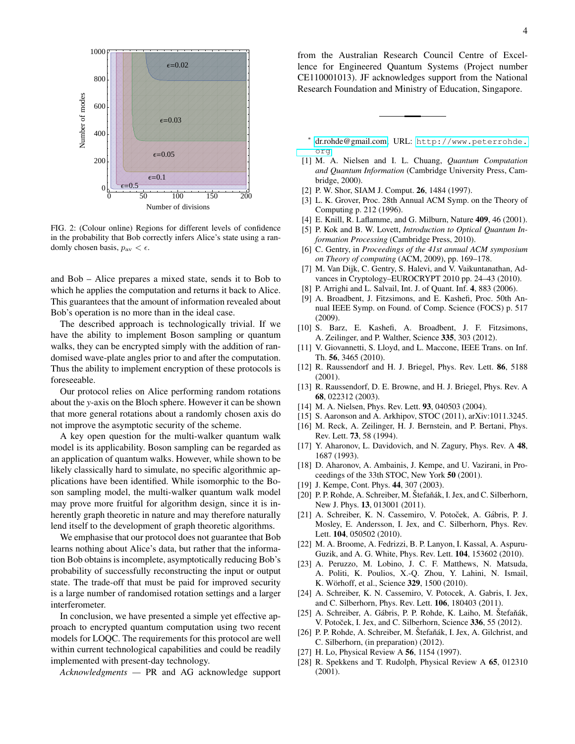1000
800
600
400
200
0
Number of modes
0
50
100
150
200
Number of divisions
ϵ=0.02
ϵ=0.03
ϵ=0.05
ϵ=0.1
ϵ=0.5

FIG. 2: (Colour online) Regions for different levels of confidence in the probability that Bob correctly infers Alice's state using a randomly chosen basis, $p_{\text{av}} < \epsilon$.

and Bob – Alice prepares a mixed state, sends it to Bob to which he applies the computation and returns it back to Alice. This guarantees that the amount of information revealed about Bob's operation is no more than in the ideal case.

The described approach is technologically trivial. If we have the ability to implement Boson sampling or quantum walks, they can be encrypted simply with the addition of randomised wave-plate angles prior to and after the computation. Thus the ability to implement encryption of these protocols is foreseeable.

Our protocol relies on Alice performing random rotations about the $y$-axis on the Bloch sphere. However it can be shown that more general rotations about a randomly chosen axis do not improve the asymptotic security of the scheme.

A key open question for the multi-walker quantum walk model is its applicability. Boson sampling can be regarded as an application of quantum walks. However, while shown to be likely classically hard to simulate, no specific algorithmic applications have been identified. While isomorphic to the Boson sampling model, the multi-walker quantum walk model may prove more fruitful for algorithm design, since it is inherently graph theoretic in nature and may therefore naturally lend itself to the development of graph theoretic algorithms.

We emphasise that our protocol does not guarantee that Bob learns nothing about Alice's data, but rather that the information Bob obtains is incomplete, asymptotically reducing Bob's probability of successfully reconstructing the input or output state. The trade-off that must be paid for improved security is a large number of randomised rotation settings and a larger interferometer.

In conclusion, we have presented a simple yet effective approach to encrypted quantum computation using two recent models for LOQC. The requirements for this protocol are well within current technological capabilities and could be readily implemented with present-day technology.

*Acknowledgments* — PR and AG acknowledge support from the Australian Research Council Centre of Excellence for Engineered Quantum Systems (Project number CE110001013). JF acknowledges support from the National Research Foundation and Ministry of Education, Singapore.

---

\* dr.rohde@gmail.com; URL: http://www.peterrohde.org

[1] M. A. Nielsen and I. L. Chuang, *Quantum Computation and Quantum Information* (Cambridge University Press, Cambridge, 2000).
[2] P. W. Shor, SIAM J. Comput. **26**, 1484 (1997).
[3] L. K. Grover, Proc. 28th Annual ACM Symp. on the Theory of Computing p. 212 (1996).
[4] E. Knill, R. Laflamme, and G. Milburn, Nature **409**, 46 (2001).
[5] P. Kok and B. W. Lovett, *Introduction to Optical Quantum Information Processing* (Cambridge Press, 2010).
[6] C. Gentry, in *Proceedings of the 41st annual ACM symposium on Theory of computing* (ACM, 2009), pp. 169–178.
[7] M. Van Dijk, C. Gentry, S. Halevi, and V. Vaikuntanathan, Advances in Cryptology–EUROCRYPT 2010 pp. 24–43 (2010).
[8] P. Arrighi and L. Salvail, Int. J. of Quant. Inf. **4**, 883 (2006).
[9] A. Broadbent, J. Fitzsimons, and E. Kashefi, Proc. 50th Annual IEEE Symp. on Found. of Comp. Science (FOCS) p. 517 (2009).
[10] S. Barz, E. Kashefi, A. Broadbent, J. F. Fitzsimons, A. Zeilinger, and P. Walther, Science **335**, 303 (2012).
[11] V. Giovannetti, S. Lloyd, and L. Maccone, IEEE Trans. on Inf. Th. **56**, 3465 (2010).
[12] R. Raussendorf and H. J. Briegel, Phys. Rev. Lett. **86**, 5188 (2001).
[13] R. Raussendorf, D. E. Browne, and H. J. Briegel, Phys. Rev. A **68**, 022312 (2003).
[14] M. A. Nielsen, Phys. Rev. Lett. **93**, 040503 (2004).
[15] S. Aaronson and A. Arkhipov, STOC (2011), arXiv:1011.3245.
[16] M. Reck, A. Zeilinger, H. J. Bernstein, and P. Bertani, Phys. Rev. Lett. **73**, 58 (1994).
[17] Y. Aharonov, L. Davidovich, and N. Zagury, Phys. Rev. A **48**, 1687 (1993).
[18] D. Aharonov, A. Ambainis, J. Kempe, and U. Vazirani, in Proceedings of the 33th STOC, New York **50** (2001).
[19] J. Kempe, Cont. Phys. **44**, 307 (2003).
[20] P. P. Rohde, A. Schreiber, M. Štefaňák, I. Jex, and C. Silberhorn, New J. Phys. **13**, 013001 (2011).
[21] A. Schreiber, K. N. Cassemiro, V. Potoček, A. Gábris, P. J. Mosley, E. Andersson, I. Jex, and C. Silberhorn, Phys. Rev. Lett. **104**, 050502 (2010).
[22] M. A. Broome, A. Fedrizzi, B. P. Lanyon, I. Kassal, A. Aspuru-Guzik, and A. G. White, Phys. Rev. Lett. **104**, 153602 (2010).
[23] A. Peruzzo, M. Lobino, J. C. F. Matthews, N. Matsuda, A. Politi, K. Poulios, X.-Q. Zhou, Y. Lahini, N. Ismail, K. Wörhoff, et al., Science **329**, 1500 (2010).
[24] A. Schreiber, K. N. Cassemiro, V. Potocek, A. Gabris, I. Jex, and C. Silberhorn, Phys. Rev. Lett. **106**, 180403 (2011).
[25] A. Schreiber, A. Gábris, P. P. Rohde, K. Laiho, M. Štefaňák, V. Potoček, I. Jex, and C. Silberhorn, Science **336**, 55 (2012).
[26] P. P. Rohde, A. Schreiber, M. Štefaňák, I. Jex, A. Gilchrist, and C. Silberhorn, (in preparation) (2012).
[27] H. Lo, Physical Review A **56**, 1154 (1997).
[28] R. Spekkens and T. Rudolph, Physical Review A **65**, 012310 (2001).